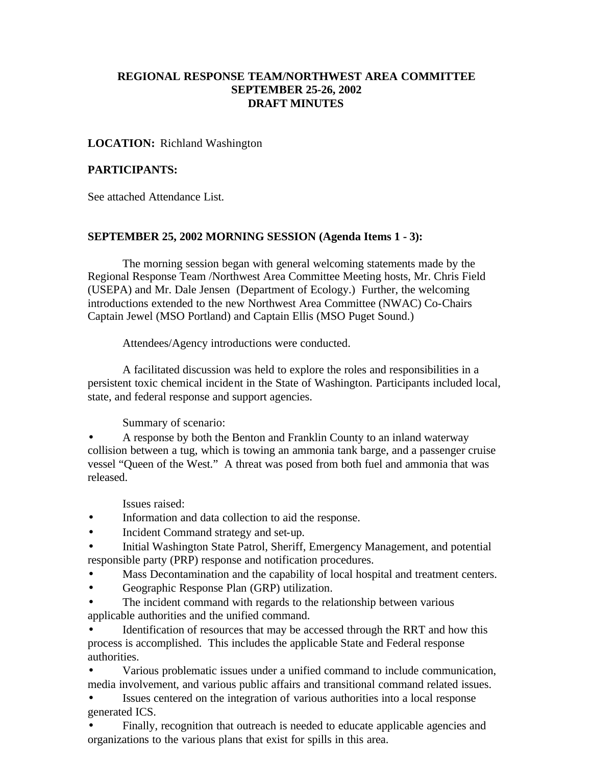# REGIONAL RESPONSE TEAM/NORTHWEST AREA COMMITTEE
# SEPTEMBER 25-26, 2002
# DRAFT MINUTES

**LOCATION:** Richland Washington

**PARTICIPANTS:**

See attached Attendance List.

**SEPTEMBER 25, 2002 MORNING SESSION (Agenda Items 1 - 3):**

The morning session began with general welcoming statements made by the Regional Response Team /Northwest Area Committee Meeting hosts, Mr. Chris Field (USEPA) and Mr. Dale Jensen (Department of Ecology.) Further, the welcoming introductions extended to the new Northwest Area Committee (NWAC) Co-Chairs Captain Jewel (MSO Portland) and Captain Ellis (MSO Puget Sound.)

Attendees/Agency introductions were conducted.

A facilitated discussion was held to explore the roles and responsibilities in a persistent toxic chemical incident in the State of Washington. Participants included local, state, and federal response and support agencies.

Summary of scenario:

- A response by both the Benton and Franklin County to an inland waterway collision between a tug, which is towing an ammonia tank barge, and a passenger cruise vessel "Queen of the West." A threat was posed from both fuel and ammonia that was released.

Issues raised:

- Information and data collection to aid the response.
- Incident Command strategy and set-up.
- Initial Washington State Patrol, Sheriff, Emergency Management, and potential responsible party (PRP) response and notification procedures.
- Mass Decontamination and the capability of local hospital and treatment centers.
- Geographic Response Plan (GRP) utilization.
- The incident command with regards to the relationship between various applicable authorities and the unified command.
- Identification of resources that may be accessed through the RRT and how this process is accomplished. This includes the applicable State and Federal response authorities.
- Various problematic issues under a unified command to include communication, media involvement, and various public affairs and transitional command related issues.
- Issues centered on the integration of various authorities into a local response generated ICS.
- Finally, recognition that outreach is needed to educate applicable agencies and organizations to the various plans that exist for spills in this area.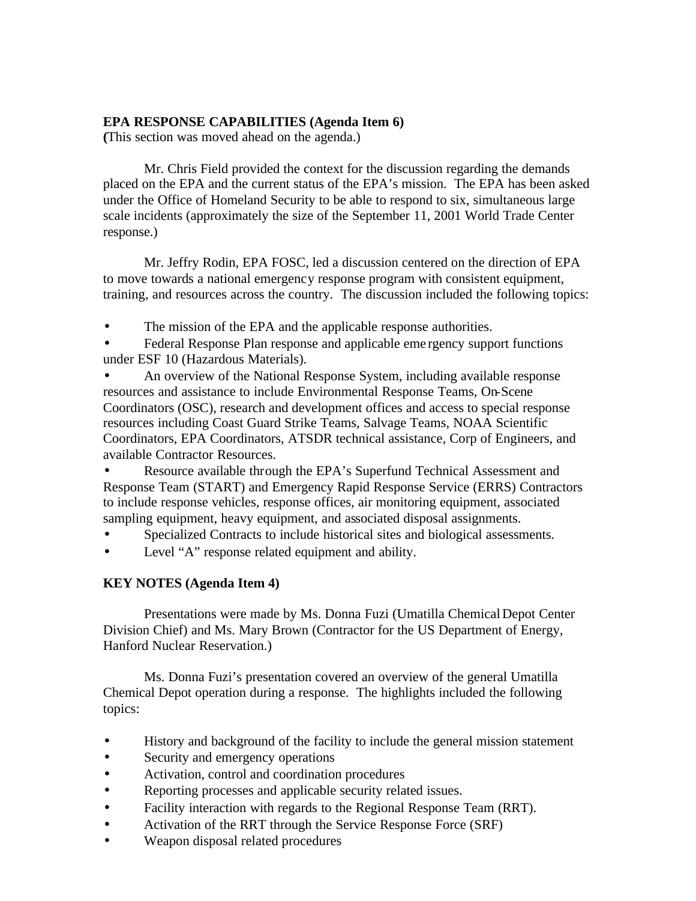**EPA RESPONSE CAPABILITIES (Agenda Item 6)**
(This section was moved ahead on the agenda.)

Mr. Chris Field provided the context for the discussion regarding the demands placed on the EPA and the current status of the EPA's mission. The EPA has been asked under the Office of Homeland Security to be able to respond to six, simultaneous large scale incidents (approximately the size of the September 11, 2001 World Trade Center response.)

Mr. Jeffry Rodin, EPA FOSC, led a discussion centered on the direction of EPA to move towards a national emergency response program with consistent equipment, training, and resources across the country. The discussion included the following topics:

- The mission of the EPA and the applicable response authorities.
- Federal Response Plan response and applicable emergency support functions under ESF 10 (Hazardous Materials).
- An overview of the National Response System, including available response resources and assistance to include Environmental Response Teams, On-Scene Coordinators (OSC), research and development offices and access to special response resources including Coast Guard Strike Teams, Salvage Teams, NOAA Scientific Coordinators, EPA Coordinators, ATSDR technical assistance, Corp of Engineers, and available Contractor Resources.
- Resource available through the EPA's Superfund Technical Assessment and Response Team (START) and Emergency Rapid Response Service (ERRS) Contractors to include response vehicles, response offices, air monitoring equipment, associated sampling equipment, heavy equipment, and associated disposal assignments.
- Specialized Contracts to include historical sites and biological assessments.
- Level "A" response related equipment and ability.

**KEY NOTES (Agenda Item 4)**

Presentations were made by Ms. Donna Fuzi (Umatilla Chemical Depot Center Division Chief) and Ms. Mary Brown (Contractor for the US Department of Energy, Hanford Nuclear Reservation.)

Ms. Donna Fuzi's presentation covered an overview of the general Umatilla Chemical Depot operation during a response. The highlights included the following topics:

- History and background of the facility to include the general mission statement
- Security and emergency operations
- Activation, control and coordination procedures
- Reporting processes and applicable security related issues.
- Facility interaction with regards to the Regional Response Team (RRT).
- Activation of the RRT through the Service Response Force (SRF)
- Weapon disposal related procedures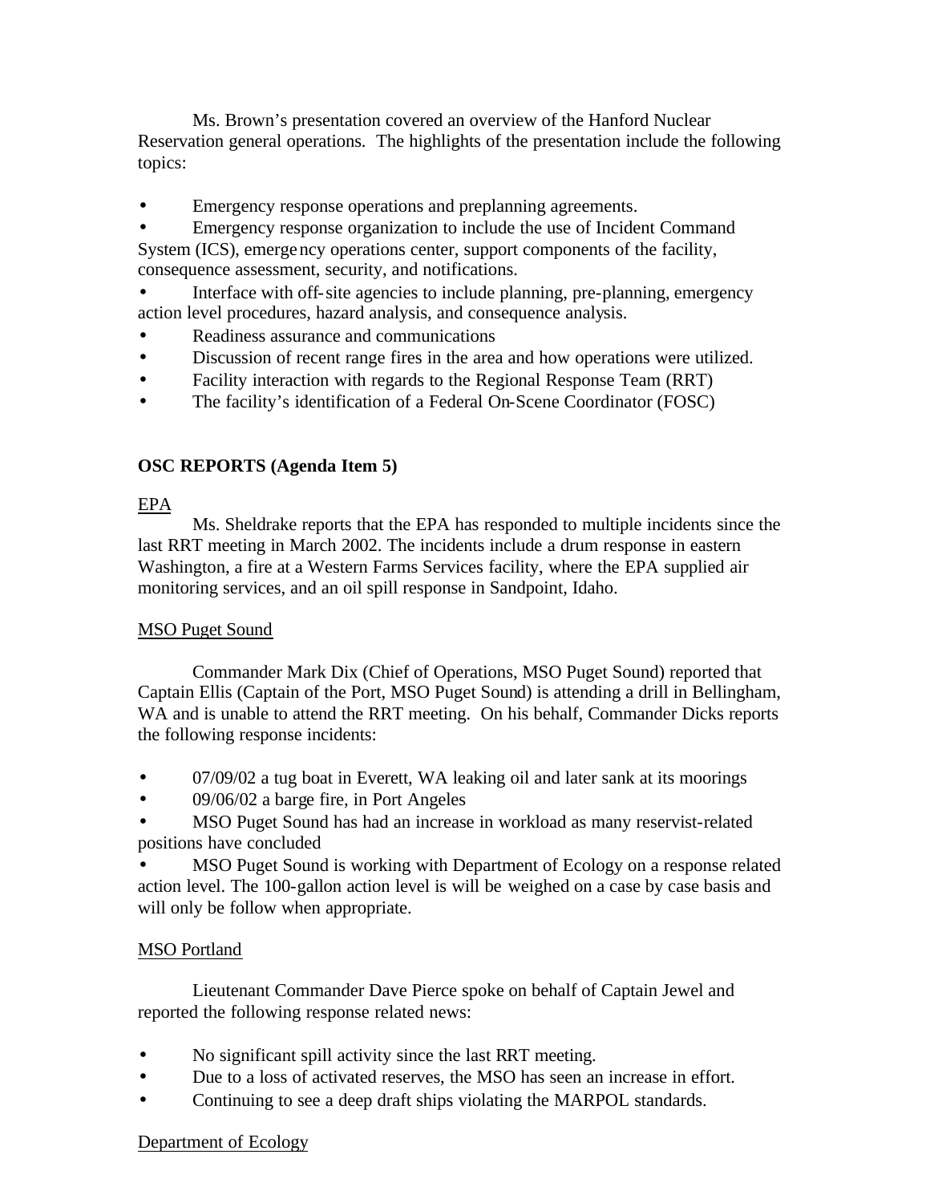Ms. Brown's presentation covered an overview of the Hanford Nuclear Reservation general operations. The highlights of the presentation include the following topics:

- Emergency response operations and preplanning agreements.
- Emergency response organization to include the use of Incident Command System (ICS), emergency operations center, support components of the facility, consequence assessment, security, and notifications.
- Interface with off-site agencies to include planning, pre-planning, emergency action level procedures, hazard analysis, and consequence analysis.
- Readiness assurance and communications
- Discussion of recent range fires in the area and how operations were utilized.
- Facility interaction with regards to the Regional Response Team (RRT)
- The facility's identification of a Federal On-Scene Coordinator (FOSC)

## OSC REPORTS (Agenda Item 5)

### EPA

Ms. Sheldrake reports that the EPA has responded to multiple incidents since the last RRT meeting in March 2002. The incidents include a drum response in eastern Washington, a fire at a Western Farms Services facility, where the EPA supplied air monitoring services, and an oil spill response in Sandpoint, Idaho.

### MSO Puget Sound

Commander Mark Dix (Chief of Operations, MSO Puget Sound) reported that Captain Ellis (Captain of the Port, MSO Puget Sound) is attending a drill in Bellingham, WA and is unable to attend the RRT meeting. On his behalf, Commander Dicks reports the following response incidents:

- 07/09/02 a tug boat in Everett, WA leaking oil and later sank at its moorings
- 09/06/02 a barge fire, in Port Angeles
- MSO Puget Sound has had an increase in workload as many reservist-related positions have concluded
- MSO Puget Sound is working with Department of Ecology on a response related action level. The 100-gallon action level is will be weighed on a case by case basis and will only be follow when appropriate.

### MSO Portland

Lieutenant Commander Dave Pierce spoke on behalf of Captain Jewel and reported the following response related news:

- No significant spill activity since the last RRT meeting.
- Due to a loss of activated reserves, the MSO has seen an increase in effort.
- Continuing to see a deep draft ships violating the MARPOL standards.

### Department of Ecology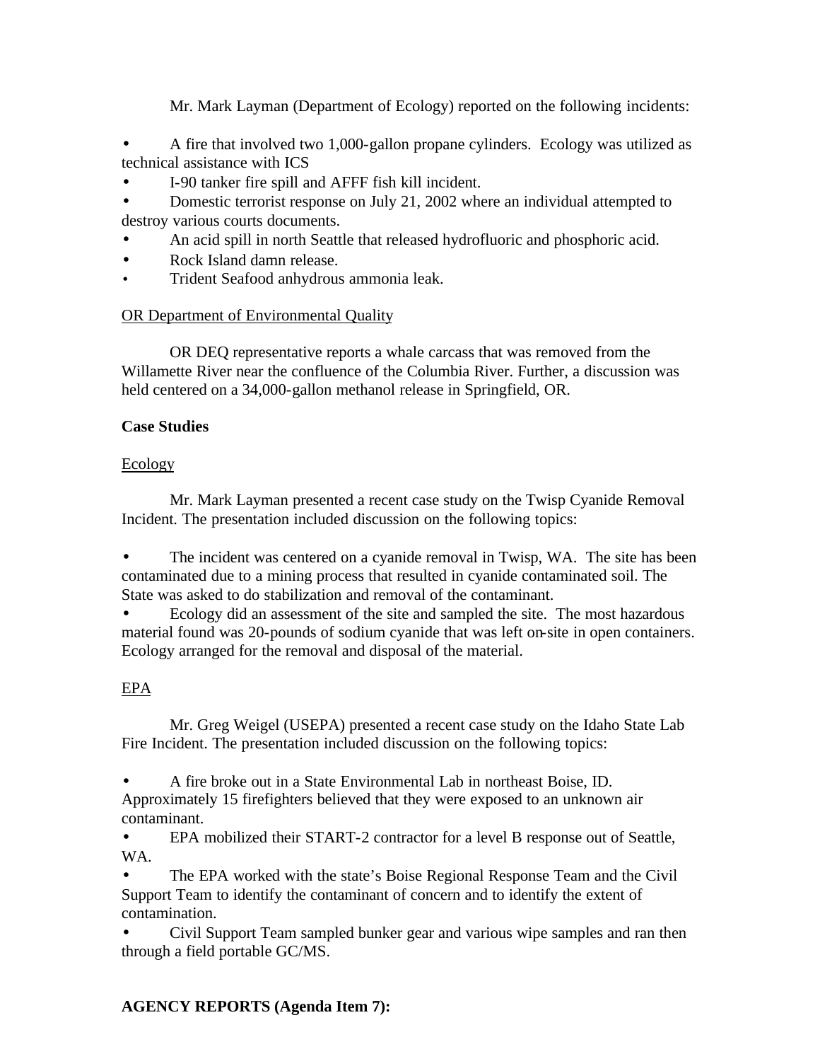Mr. Mark Layman (Department of Ecology) reported on the following incidents:

- A fire that involved two 1,000-gallon propane cylinders. Ecology was utilized as technical assistance with ICS
- I-90 tanker fire spill and AFFF fish kill incident.
- Domestic terrorist response on July 21, 2002 where an individual attempted to destroy various courts documents.
- An acid spill in north Seattle that released hydrofluoric and phosphoric acid.
- Rock Island damn release.
- Trident Seafood anhydrous ammonia leak.

<u>OR Department of Environmental Quality</u>

OR DEQ representative reports a whale carcass that was removed from the Willamette River near the confluence of the Columbia River. Further, a discussion was held centered on a 34,000-gallon methanol release in Springfield, OR.

**Case Studies**

<u>Ecology</u>

Mr. Mark Layman presented a recent case study on the Twisp Cyanide Removal Incident. The presentation included discussion on the following topics:

- The incident was centered on a cyanide removal in Twisp, WA. The site has been contaminated due to a mining process that resulted in cyanide contaminated soil. The State was asked to do stabilization and removal of the contaminant.
- Ecology did an assessment of the site and sampled the site. The most hazardous material found was 20-pounds of sodium cyanide that was left on-site in open containers. Ecology arranged for the removal and disposal of the material.

<u>EPA</u>

Mr. Greg Weigel (USEPA) presented a recent case study on the Idaho State Lab Fire Incident. The presentation included discussion on the following topics:

- A fire broke out in a State Environmental Lab in northeast Boise, ID. Approximately 15 firefighters believed that they were exposed to an unknown air contaminant.
- EPA mobilized their START-2 contractor for a level B response out of Seattle, WA.
- The EPA worked with the state's Boise Regional Response Team and the Civil Support Team to identify the contaminant of concern and to identify the extent of contamination.
- Civil Support Team sampled bunker gear and various wipe samples and ran then through a field portable GC/MS.

**AGENCY REPORTS (Agenda Item 7):**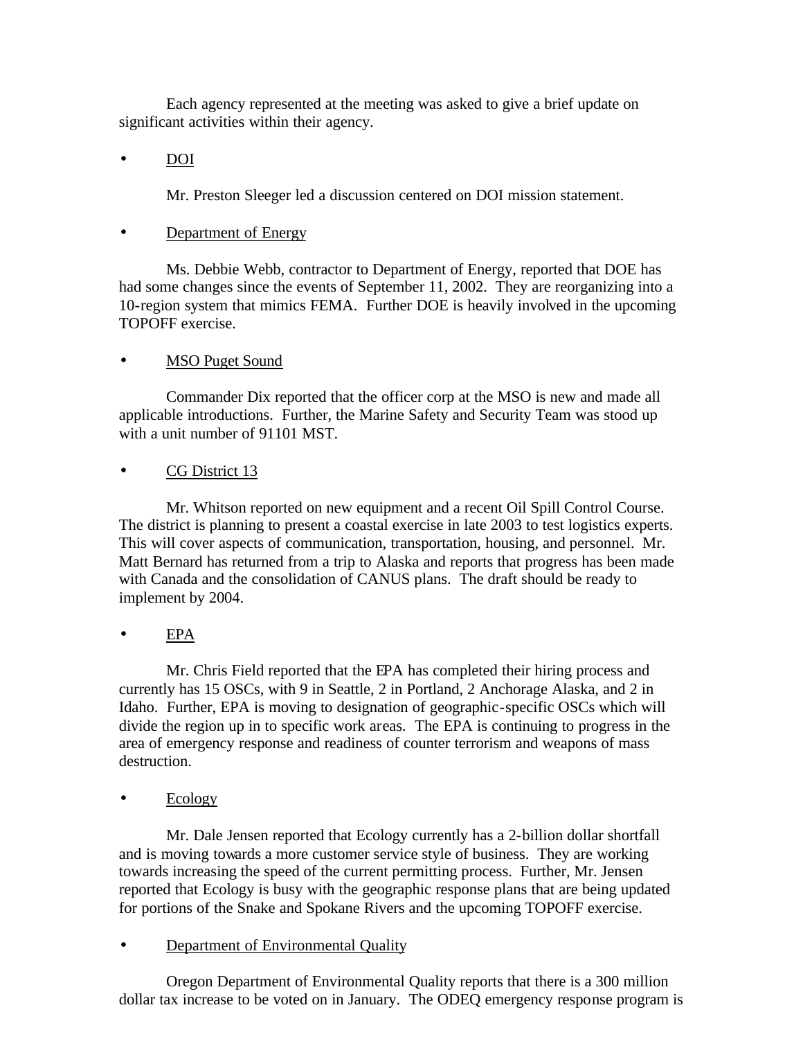Each agency represented at the meeting was asked to give a brief update on significant activities within their agency.

- <u>DOI</u>

  Mr. Preston Sleeger led a discussion centered on DOI mission statement.

- <u>Department of Energy</u>

  Ms. Debbie Webb, contractor to Department of Energy, reported that DOE has had some changes since the events of September 11, 2002. They are reorganizing into a 10-region system that mimics FEMA. Further DOE is heavily involved in the upcoming TOPOFF exercise.

- <u>MSO Puget Sound</u>

  Commander Dix reported that the officer corp at the MSO is new and made all applicable introductions. Further, the Marine Safety and Security Team was stood up with a unit number of 91101 MST.

- <u>CG District 13</u>

  Mr. Whitson reported on new equipment and a recent Oil Spill Control Course. The district is planning to present a coastal exercise in late 2003 to test logistics experts. This will cover aspects of communication, transportation, housing, and personnel. Mr. Matt Bernard has returned from a trip to Alaska and reports that progress has been made with Canada and the consolidation of CANUS plans. The draft should be ready to implement by 2004.

- <u>EPA</u>

  Mr. Chris Field reported that the EPA has completed their hiring process and currently has 15 OSCs, with 9 in Seattle, 2 in Portland, 2 Anchorage Alaska, and 2 in Idaho. Further, EPA is moving to designation of geographic-specific OSCs which will divide the region up in to specific work areas. The EPA is continuing to progress in the area of emergency response and readiness of counter terrorism and weapons of mass destruction.

- <u>Ecology</u>

  Mr. Dale Jensen reported that Ecology currently has a 2-billion dollar shortfall and is moving towards a more customer service style of business. They are working towards increasing the speed of the current permitting process. Further, Mr. Jensen reported that Ecology is busy with the geographic response plans that are being updated for portions of the Snake and Spokane Rivers and the upcoming TOPOFF exercise.

- <u>Department of Environmental Quality</u>

  Oregon Department of Environmental Quality reports that there is a 300 million dollar tax increase to be voted on in January. The ODEQ emergency response program is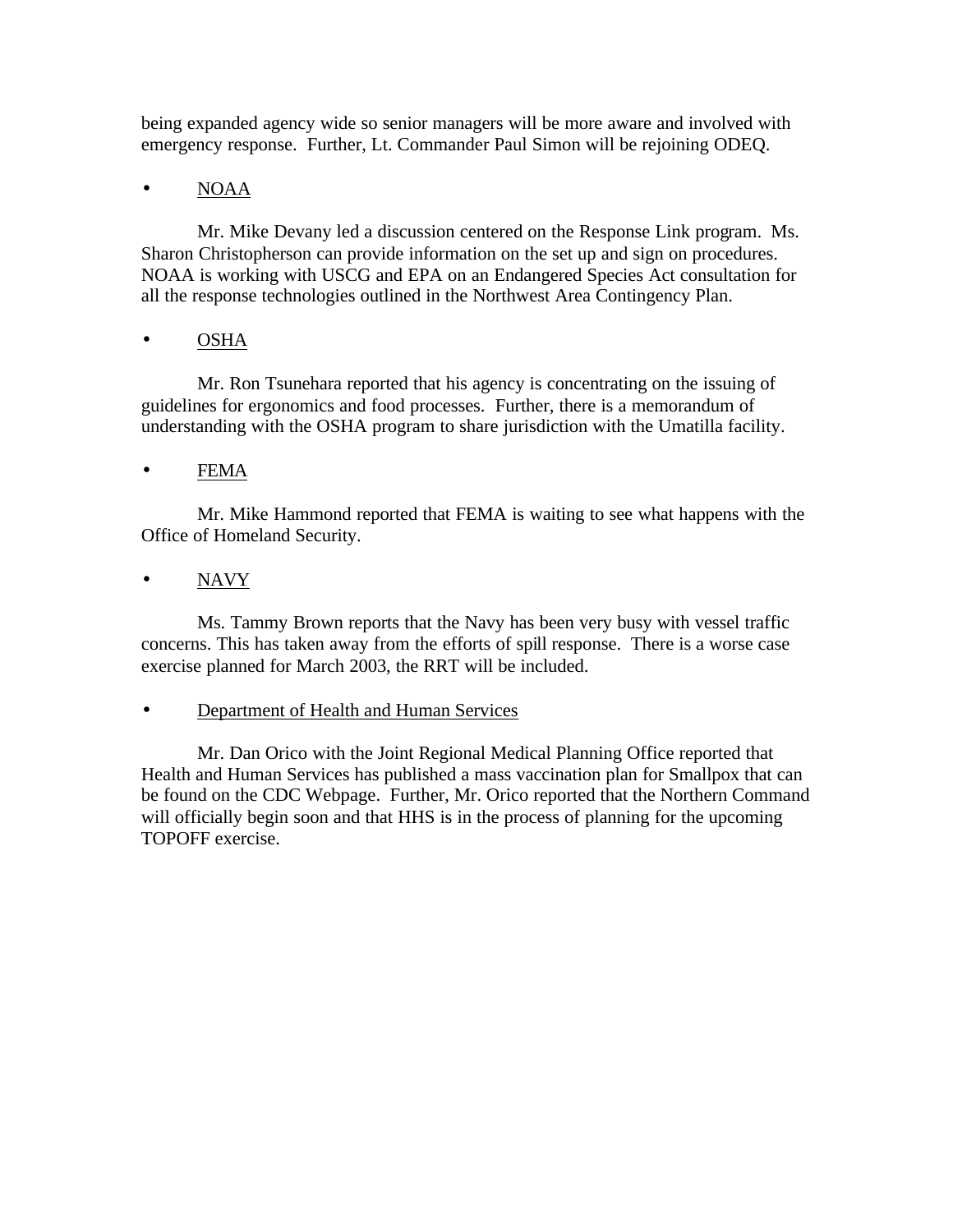being expanded agency wide so senior managers will be more aware and involved with emergency response. Further, Lt. Commander Paul Simon will be rejoining ODEQ.

- NOAA

Mr. Mike Devany led a discussion centered on the Response Link program. Ms. Sharon Christopherson can provide information on the set up and sign on procedures. NOAA is working with USCG and EPA on an Endangered Species Act consultation for all the response technologies outlined in the Northwest Area Contingency Plan.

- OSHA

Mr. Ron Tsunehara reported that his agency is concentrating on the issuing of guidelines for ergonomics and food processes. Further, there is a memorandum of understanding with the OSHA program to share jurisdiction with the Umatilla facility.

- FEMA

Mr. Mike Hammond reported that FEMA is waiting to see what happens with the Office of Homeland Security.

- NAVY

Ms. Tammy Brown reports that the Navy has been very busy with vessel traffic concerns. This has taken away from the efforts of spill response. There is a worse case exercise planned for March 2003, the RRT will be included.

- Department of Health and Human Services

Mr. Dan Orico with the Joint Regional Medical Planning Office reported that Health and Human Services has published a mass vaccination plan for Smallpox that can be found on the CDC Webpage. Further, Mr. Orico reported that the Northern Command will officially begin soon and that HHS is in the process of planning for the upcoming TOPOFF exercise.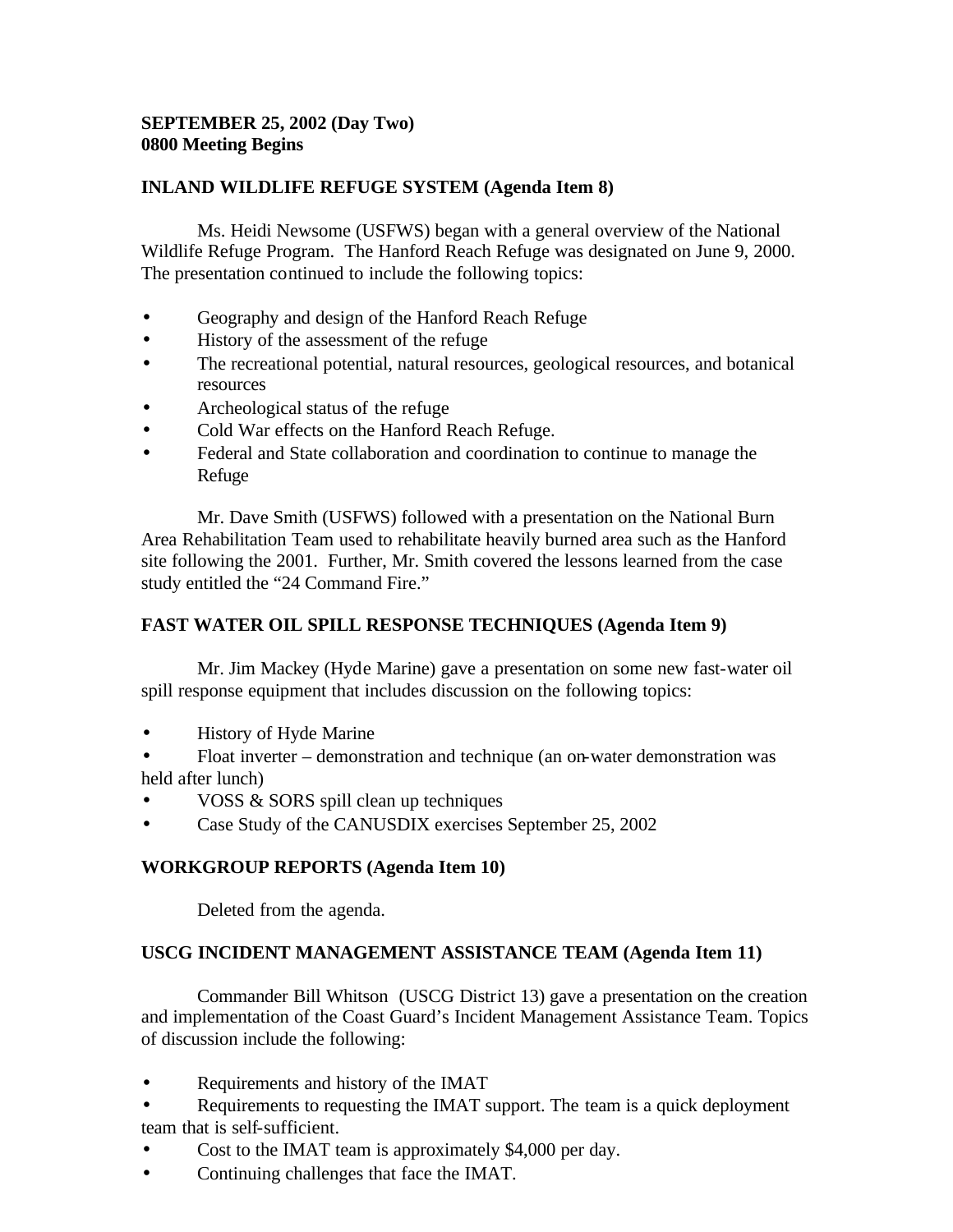**SEPTEMBER 25, 2002 (Day Two)**
**0800 Meeting Begins**

**INLAND WILDLIFE REFUGE SYSTEM (Agenda Item 8)**

Ms. Heidi Newsome (USFWS) began with a general overview of the National Wildlife Refuge Program. The Hanford Reach Refuge was designated on June 9, 2000. The presentation continued to include the following topics:

- Geography and design of the Hanford Reach Refuge
- History of the assessment of the refuge
- The recreational potential, natural resources, geological resources, and botanical resources
- Archeological status of the refuge
- Cold War effects on the Hanford Reach Refuge.
- Federal and State collaboration and coordination to continue to manage the Refuge

Mr. Dave Smith (USFWS) followed with a presentation on the National Burn Area Rehabilitation Team used to rehabilitate heavily burned area such as the Hanford site following the 2001. Further, Mr. Smith covered the lessons learned from the case study entitled the "24 Command Fire."

**FAST WATER OIL SPILL RESPONSE TECHNIQUES (Agenda Item 9)**

Mr. Jim Mackey (Hyde Marine) gave a presentation on some new fast-water oil spill response equipment that includes discussion on the following topics:

- History of Hyde Marine
- Float inverter – demonstration and technique (an on-water demonstration was held after lunch)
- VOSS & SORS spill clean up techniques
- Case Study of the CANUSDIX exercises September 25, 2002

**WORKGROUP REPORTS (Agenda Item 10)**

Deleted from the agenda.

**USCG INCIDENT MANAGEMENT ASSISTANCE TEAM (Agenda Item 11)**

Commander Bill Whitson (USCG District 13) gave a presentation on the creation and implementation of the Coast Guard's Incident Management Assistance Team. Topics of discussion include the following:

- Requirements and history of the IMAT
- Requirements to requesting the IMAT support. The team is a quick deployment team that is self-sufficient.
- Cost to the IMAT team is approximately $4,000 per day.
- Continuing challenges that face the IMAT.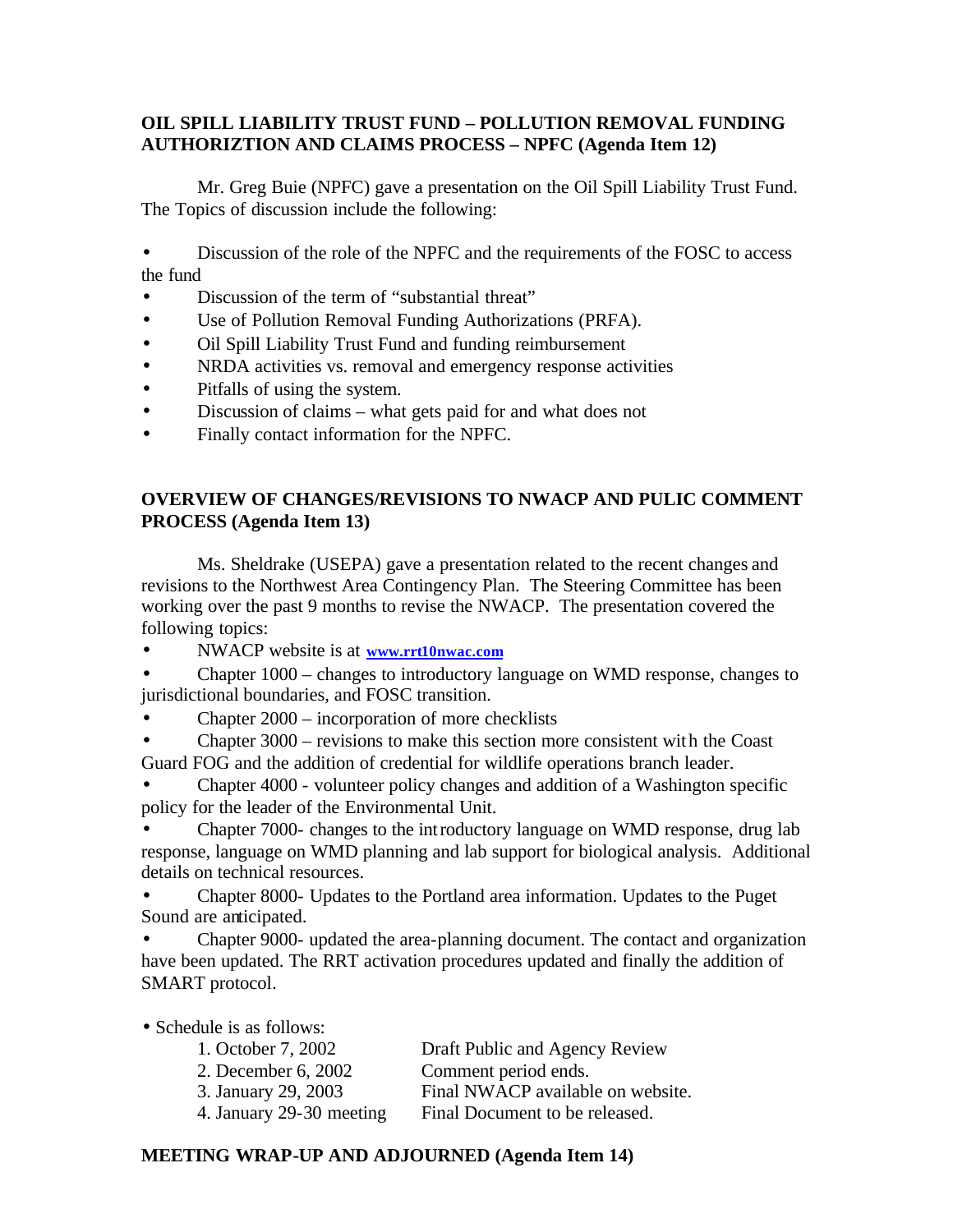**OIL SPILL LIABILITY TRUST FUND – POLLUTION REMOVAL FUNDING AUTHORIZTION AND CLAIMS PROCESS – NPFC (Agenda Item 12)**

Mr. Greg Buie (NPFC) gave a presentation on the Oil Spill Liability Trust Fund. The Topics of discussion include the following:

- Discussion of the role of the NPFC and the requirements of the FOSC to access the fund
- Discussion of the term of "substantial threat"
- Use of Pollution Removal Funding Authorizations (PRFA).
- Oil Spill Liability Trust Fund and funding reimbursement
- NRDA activities vs. removal and emergency response activities
- Pitfalls of using the system.
- Discussion of claims – what gets paid for and what does not
- Finally contact information for the NPFC.

**OVERVIEW OF CHANGES/REVISIONS TO NWACP AND PULIC COMMENT PROCESS (Agenda Item 13)**

Ms. Sheldrake (USEPA) gave a presentation related to the recent changes and revisions to the Northwest Area Contingency Plan. The Steering Committee has been working over the past 9 months to revise the NWACP. The presentation covered the following topics:

- NWACP website is at **www.rrt10nwac.com**
- Chapter 1000 – changes to introductory language on WMD response, changes to jurisdictional boundaries, and FOSC transition.
- Chapter 2000 – incorporation of more checklists
- Chapter 3000 – revisions to make this section more consistent with the Coast Guard FOG and the addition of credential for wildlife operations branch leader.
- Chapter 4000 - volunteer policy changes and addition of a Washington specific policy for the leader of the Environmental Unit.
- Chapter 7000- changes to the introductory language on WMD response, drug lab response, language on WMD planning and lab support for biological analysis. Additional details on technical resources.
- Chapter 8000- Updates to the Portland area information. Updates to the Puget Sound are anticipated.
- Chapter 9000- updated the area-planning document. The contact and organization have been updated. The RRT activation procedures updated and finally the addition of SMART protocol.

- Schedule is as follows:

| | |
|---|---|
| 1. October 7, 2002 | Draft Public and Agency Review |
| 2. December 6, 2002 | Comment period ends. |
| 3. January 29, 2003 | Final NWACP available on website. |
| 4. January 29-30 meeting | Final Document to be released. |

**MEETING WRAP-UP AND ADJOURNED (Agenda Item 14)**